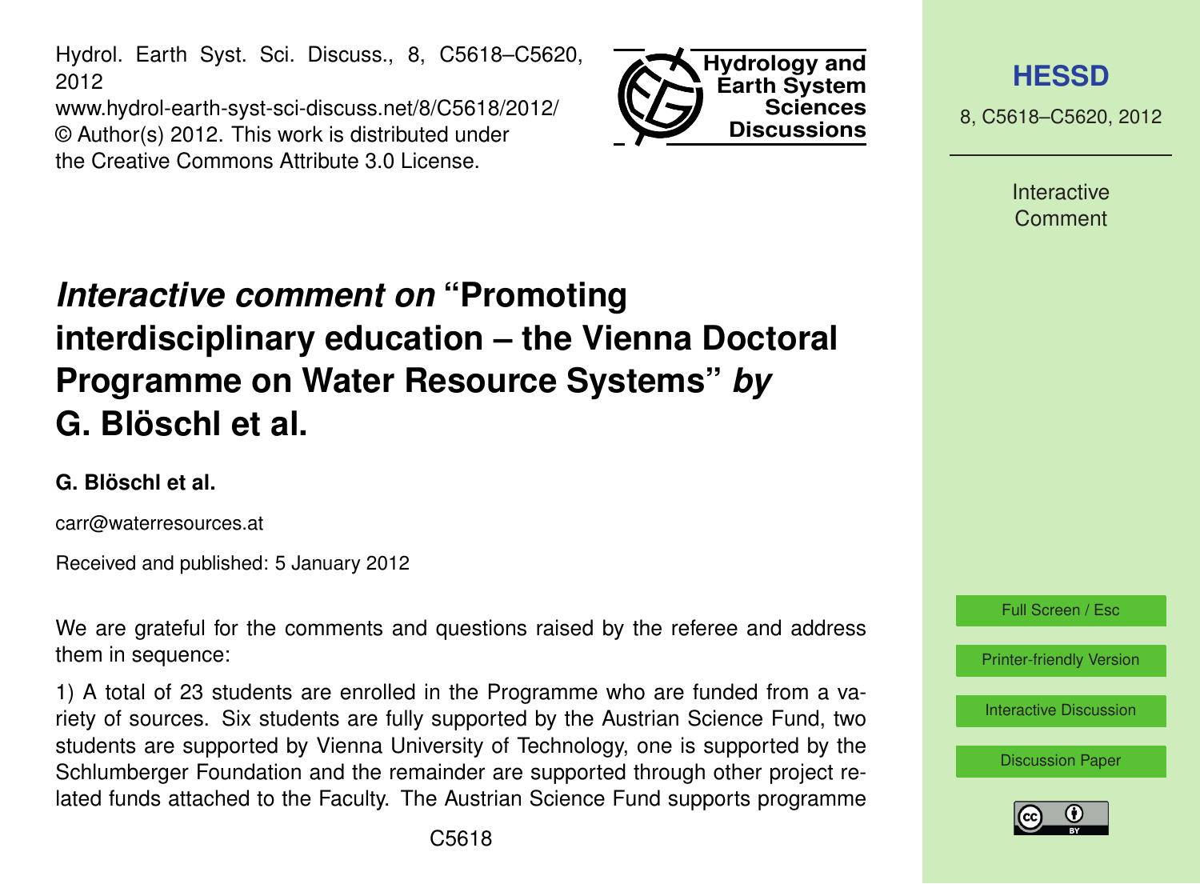# *Interactive comment on* "Promoting interdisciplinary education – the Vienna Doctoral Programme on Water Resource Systems" *by* G. Blöschl et al.

**G. Blöschl et al.**

carr@waterresources.at

Received and published: 5 January 2012

We are grateful for the comments and questions raised by the referee and address them in sequence:

1) A total of 23 students are enrolled in the Programme who are funded from a variety of sources. Six students are fully supported by the Austrian Science Fund, two students are supported by Vienna University of Technology, one is supported by the Schlumberger Foundation and the remainder are supported through other project related funds attached to the Faculty. The Austrian Science Fund supports programme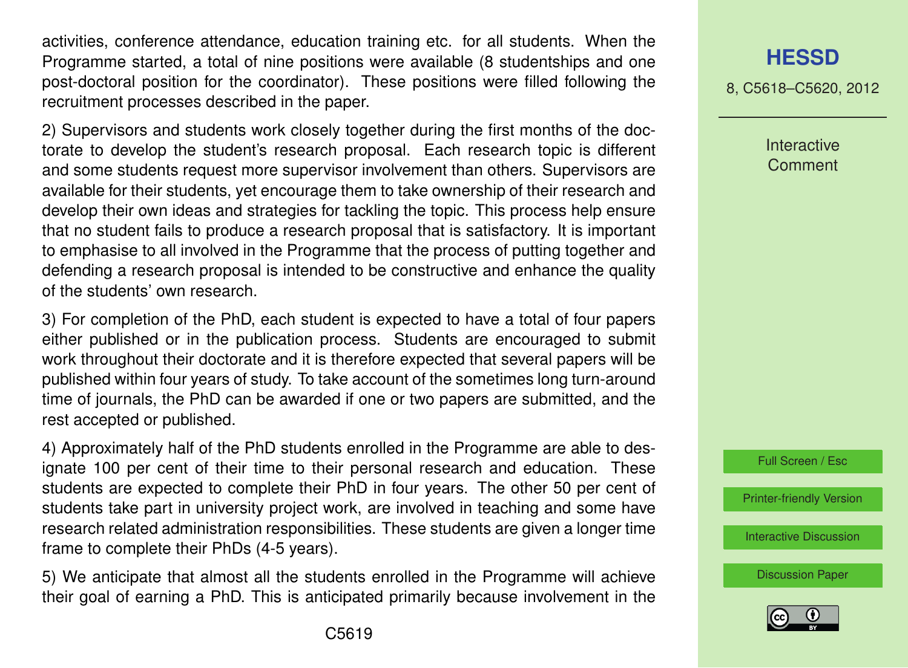activities, conference attendance, education training etc. for all students. When the Programme started, a total of nine positions were available (8 studentships and one post-doctoral position for the coordinator). These positions were filled following the recruitment processes described in the paper.

2) Supervisors and students work closely together during the first months of the doctorate to develop the student's research proposal. Each research topic is different and some students request more supervisor involvement than others. Supervisors are available for their students, yet encourage them to take ownership of their research and develop their own ideas and strategies for tackling the topic. This process help ensure that no student fails to produce a research proposal that is satisfactory. It is important to emphasise to all involved in the Programme that the process of putting together and defending a research proposal is intended to be constructive and enhance the quality of the students' own research.

3) For completion of the PhD, each student is expected to have a total of four papers either published or in the publication process. Students are encouraged to submit work throughout their doctorate and it is therefore expected that several papers will be published within four years of study. To take account of the sometimes long turn-around time of journals, the PhD can be awarded if one or two papers are submitted, and the rest accepted or published.

4) Approximately half of the PhD students enrolled in the Programme are able to designate 100 per cent of their time to their personal research and education. These students are expected to complete their PhD in four years. The other 50 per cent of students take part in university project work, are involved in teaching and some have research related administration responsibilities. These students are given a longer time frame to complete their PhDs (4-5 years).

5) We anticipate that almost all the students enrolled in the Programme will achieve their goal of earning a PhD. This is anticipated primarily because involvement in the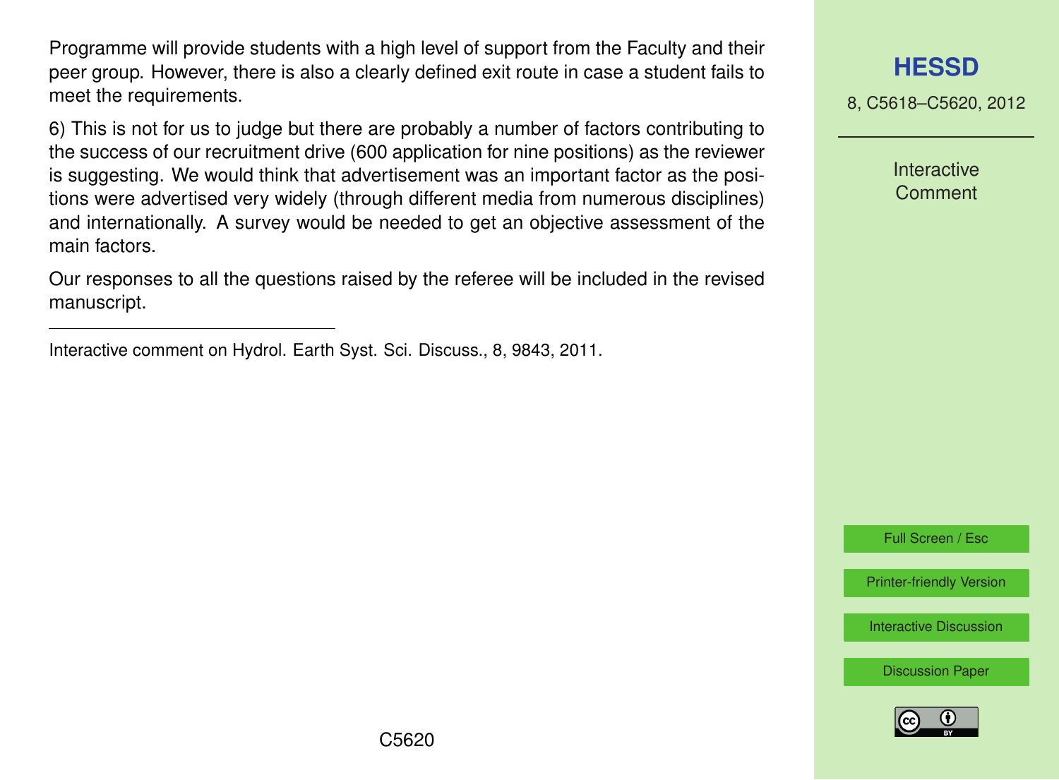Programme will provide students with a high level of support from the Faculty and their peer group. However, there is also a clearly defined exit route in case a student fails to meet the requirements.

6) This is not for us to judge but there are probably a number of factors contributing to the success of our recruitment drive (600 application for nine positions) as the reviewer is suggesting. We would think that advertisement was an important factor as the positions were advertised very widely (through different media from numerous disciplines) and internationally. A survey would be needed to get an objective assessment of the main factors.

Our responses to all the questions raised by the referee will be included in the revised manuscript.

---

Interactive comment on Hydrol. Earth Syst. Sci. Discuss., 8, 9843, 2011.